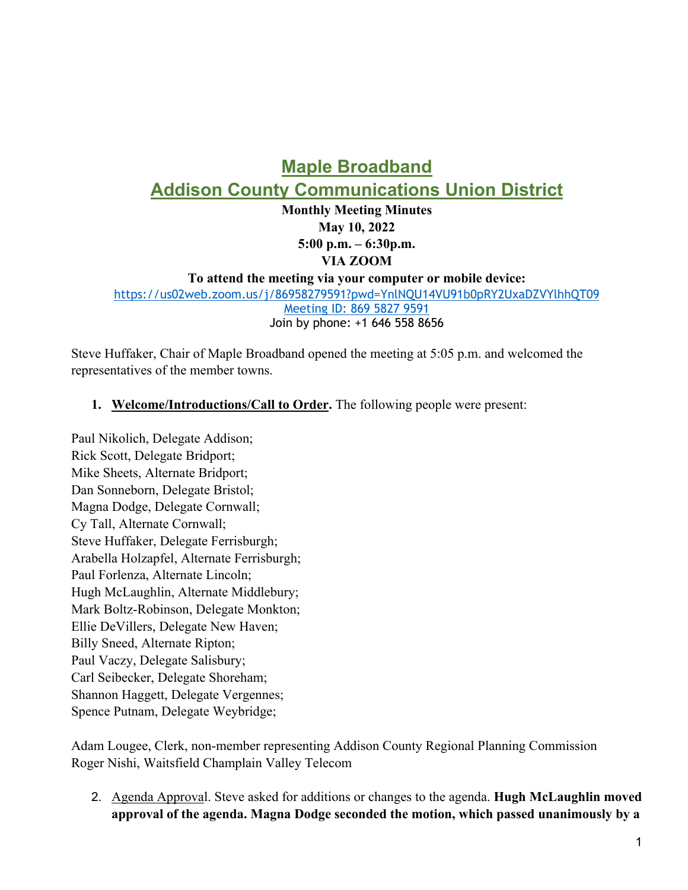# Maple Broadband

# Addison County Communications Union District

**Monthly Meeting Minutes**
**May 10, 2022**
**5:00 p.m. – 6:30p.m.**
**VIA ZOOM**

**To attend the meeting via your computer or mobile device:**
https://us02web.zoom.us/j/86958279591?pwd=YnlNQU14VU91b0pRY2UxaDZVYlhhQT09
Meeting ID: 869 5827 9591
Join by phone: +1 646 558 8656

Steve Huffaker, Chair of Maple Broadband opened the meeting at 5:05 p.m. and welcomed the representatives of the member towns.

1. **Welcome/Introductions/Call to Order.** The following people were present:

Paul Nikolich, Delegate Addison;
Rick Scott, Delegate Bridport;
Mike Sheets, Alternate Bridport;
Dan Sonneborn, Delegate Bristol;
Magna Dodge, Delegate Cornwall;
Cy Tall, Alternate Cornwall;
Steve Huffaker, Delegate Ferrisburgh;
Arabella Holzapfel, Alternate Ferrisburgh;
Paul Forlenza, Alternate Lincoln;
Hugh McLaughlin, Alternate Middlebury;
Mark Boltz-Robinson, Delegate Monkton;
Ellie DeVillers, Delegate New Haven;
Billy Sneed, Alternate Ripton;
Paul Vaczy, Delegate Salisbury;
Carl Seibecker, Delegate Shoreham;
Shannon Haggett, Delegate Vergennes;
Spence Putnam, Delegate Weybridge;

Adam Lougee, Clerk, non-member representing Addison County Regional Planning Commission
Roger Nishi, Waitsfield Champlain Valley Telecom

2. Agenda Approval. Steve asked for additions or changes to the agenda. **Hugh McLaughlin moved approval of the agenda. Magna Dodge seconded the motion, which passed unanimously by a**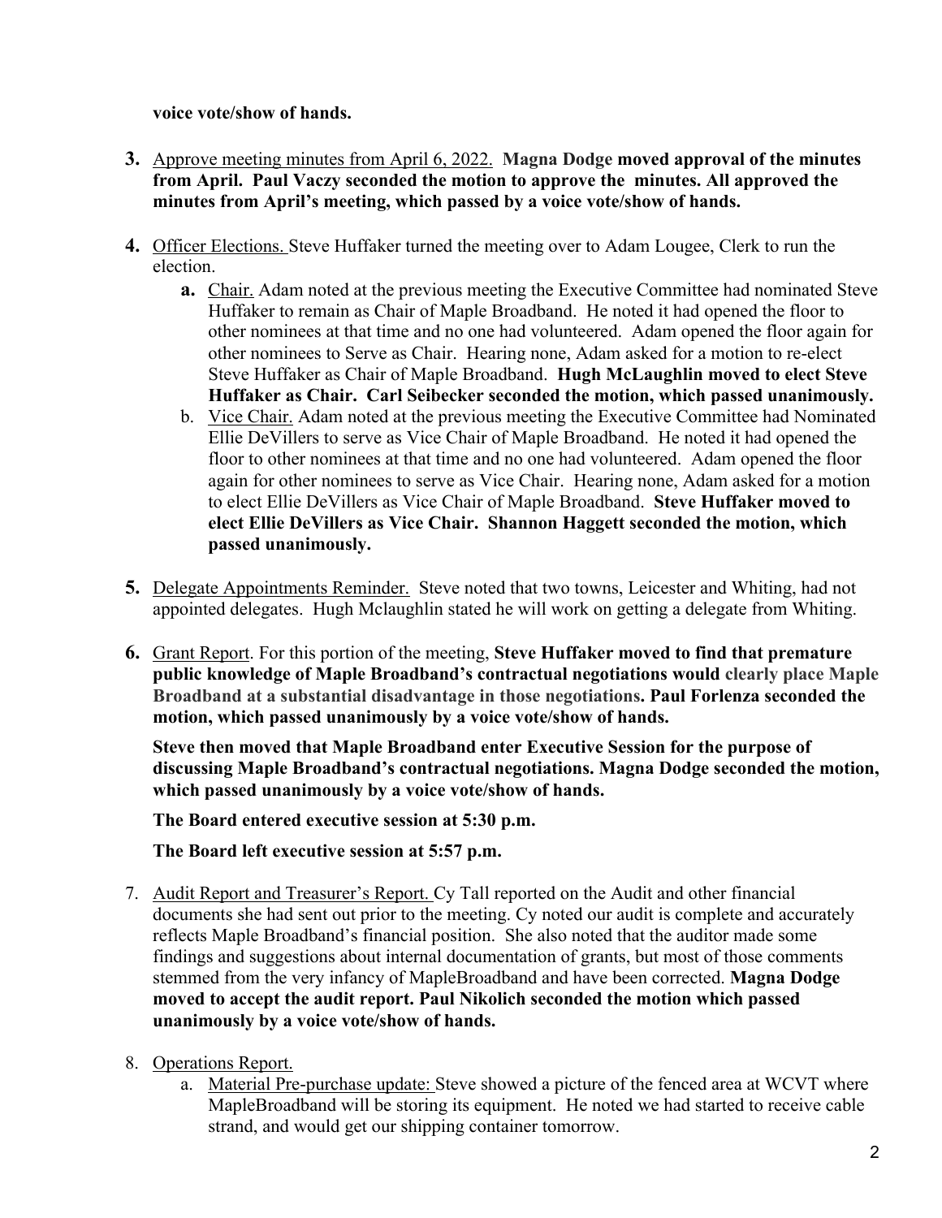**voice vote/show of hands.**

3. Approve meeting minutes from April 6, 2022. **Magna Dodge moved approval of the minutes from April. Paul Vaczy seconded the motion to approve the minutes. All approved the minutes from April's meeting, which passed by a voice vote/show of hands.**

4. Officer Elections. Steve Huffaker turned the meeting over to Adam Lougee, Clerk to run the election.
   a. Chair. Adam noted at the previous meeting the Executive Committee had nominated Steve Huffaker to remain as Chair of Maple Broadband. He noted it had opened the floor to other nominees at that time and no one had volunteered. Adam opened the floor again for other nominees to Serve as Chair. Hearing none, Adam asked for a motion to re-elect Steve Huffaker as Chair of Maple Broadband. **Hugh McLaughlin moved to elect Steve Huffaker as Chair. Carl Seibecker seconded the motion, which passed unanimously.**
   b. Vice Chair. Adam noted at the previous meeting the Executive Committee had Nominated Ellie DeVillers to serve as Vice Chair of Maple Broadband. He noted it had opened the floor to other nominees at that time and no one had volunteered. Adam opened the floor again for other nominees to serve as Vice Chair. Hearing none, Adam asked for a motion to elect Ellie DeVillers as Vice Chair of Maple Broadband. **Steve Huffaker moved to elect Ellie DeVillers as Vice Chair. Shannon Haggett seconded the motion, which passed unanimously.**

5. Delegate Appointments Reminder. Steve noted that two towns, Leicester and Whiting, had not appointed delegates. Hugh Mclaughlin stated he will work on getting a delegate from Whiting.

6. Grant Report. For this portion of the meeting, **Steve Huffaker moved to find that premature public knowledge of Maple Broadband's contractual negotiations would clearly place Maple Broadband at a substantial disadvantage in those negotiations. Paul Forlenza seconded the motion, which passed unanimously by a voice vote/show of hands.**

   **Steve then moved that Maple Broadband enter Executive Session for the purpose of discussing Maple Broadband's contractual negotiations. Magna Dodge seconded the motion, which passed unanimously by a voice vote/show of hands.**

   **The Board entered executive session at 5:30 p.m.**

   **The Board left executive session at 5:57 p.m.**

7. Audit Report and Treasurer's Report. Cy Tall reported on the Audit and other financial documents she had sent out prior to the meeting. Cy noted our audit is complete and accurately reflects Maple Broadband's financial position. She also noted that the auditor made some findings and suggestions about internal documentation of grants, but most of those comments stemmed from the very infancy of MapleBroadband and have been corrected. **Magna Dodge moved to accept the audit report. Paul Nikolich seconded the motion which passed unanimously by a voice vote/show of hands.**

8. Operations Report.
   a. Material Pre-purchase update: Steve showed a picture of the fenced area at WCVT where MapleBroadband will be storing its equipment. He noted we had started to receive cable strand, and would get our shipping container tomorrow.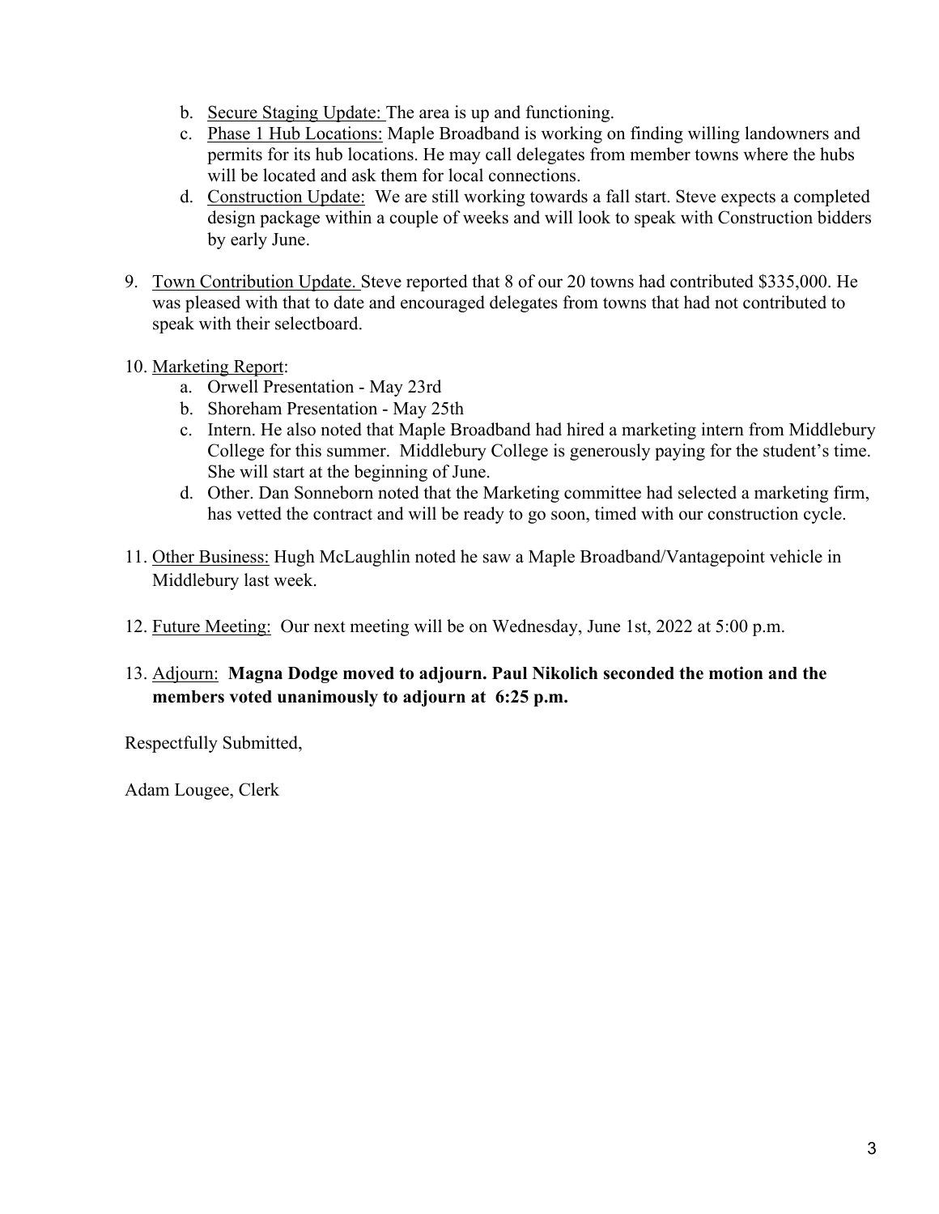b. Secure Staging Update: The area is up and functioning.
  c. Phase 1 Hub Locations: Maple Broadband is working on finding willing landowners and permits for its hub locations. He may call delegates from member towns where the hubs will be located and ask them for local connections.
  d. Construction Update: We are still working towards a fall start. Steve expects a completed design package within a couple of weeks and will look to speak with Construction bidders by early June.

9. Town Contribution Update. Steve reported that 8 of our 20 towns had contributed $335,000. He was pleased with that to date and encouraged delegates from towns that had not contributed to speak with their selectboard.

10. Marketing Report:
    a. Orwell Presentation - May 23rd
    b. Shoreham Presentation - May 25th
    c. Intern. He also noted that Maple Broadband had hired a marketing intern from Middlebury College for this summer. Middlebury College is generously paying for the student's time. She will start at the beginning of June.
    d. Other. Dan Sonneborn noted that the Marketing committee had selected a marketing firm, has vetted the contract and will be ready to go soon, timed with our construction cycle.

11. Other Business: Hugh McLaughlin noted he saw a Maple Broadband/Vantagepoint vehicle in Middlebury last week.

12. Future Meeting: Our next meeting will be on Wednesday, June 1st, 2022 at 5:00 p.m.

13. Adjourn: **Magna Dodge moved to adjourn. Paul Nikolich seconded the motion and the members voted unanimously to adjourn at 6:25 p.m.**

Respectfully Submitted,

Adam Lougee, Clerk